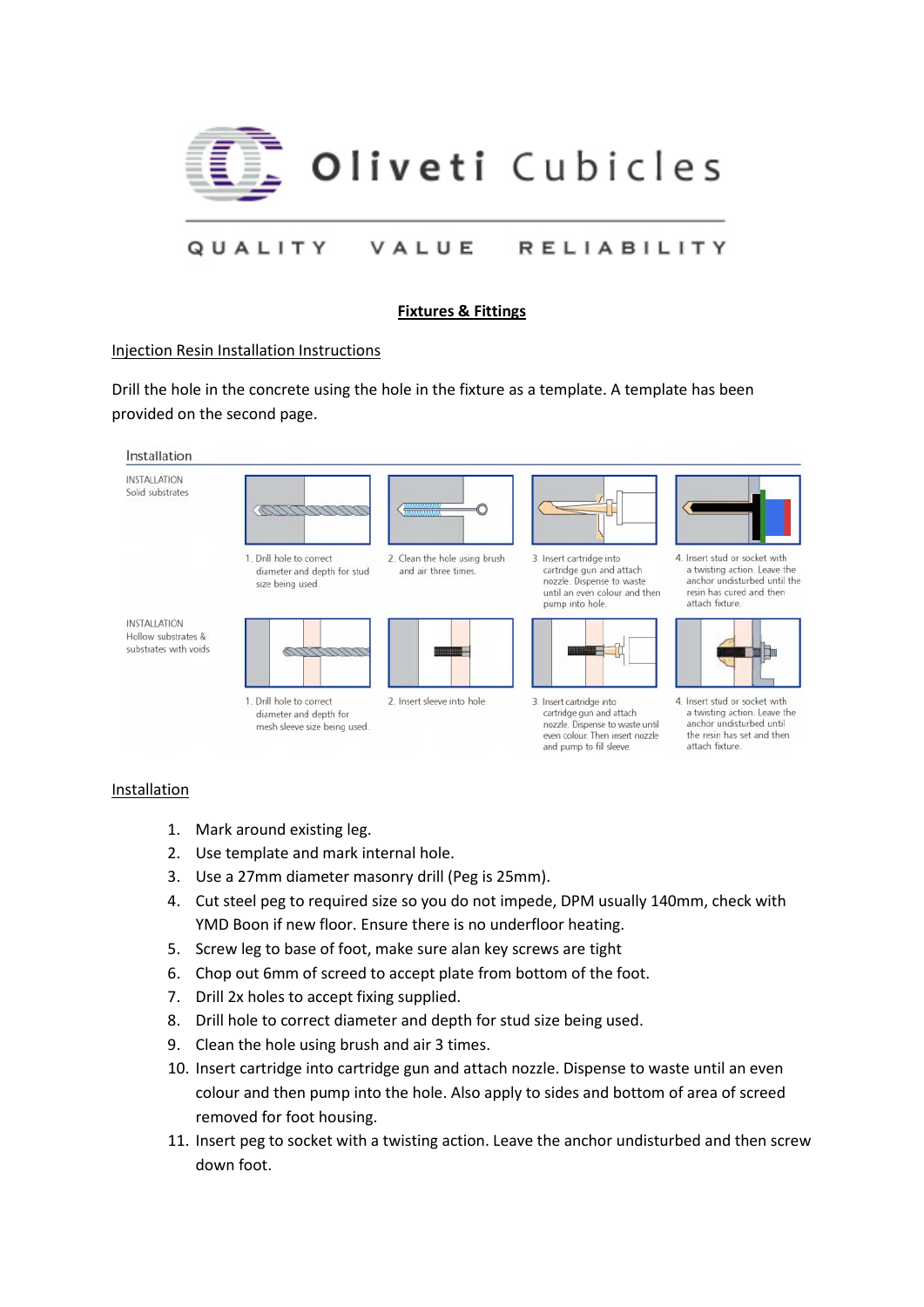# Oliveti Cubicles

QUALITY VALUE RELIABILITY

## Fixtures & Fittings

### Injection Resin Installation Instructions

Drill the hole in the concrete using the hole in the fixture as a template. A template has been provided on the second page.

Installation

INSTALLATION
Solid substrates

1. Drill hole to correct diameter and depth for stud size being used.
2. Clean the hole using brush and air three times.
3. Insert cartridge into cartridge gun and attach nozzle. Dispense to waste until an even colour and then pump into hole.
4. Insert stud or socket with a twisting action. Leave the anchor undisturbed until the resin has cured and then attach fixture.

INSTALLATION
Hollow substrates & substrates with voids

1. Drill hole to correct diameter and depth for mesh sleeve size being used.
2. Insert sleeve into hole.
3. Insert cartridge into cartridge gun and attach nozzle. Dispense to waste until even colour. Then insert nozzle and pump to fill sleeve.
4. Insert stud or socket with a twisting action. Leave the anchor undisturbed until the resin has set and then attach fixture.

### Installation

1. Mark around existing leg.
2. Use template and mark internal hole.
3. Use a 27mm diameter masonry drill (Peg is 25mm).
4. Cut steel peg to required size so you do not impede, DPM usually 140mm, check with YMD Boon if new floor. Ensure there is no underfloor heating.
5. Screw leg to base of foot, make sure alan key screws are tight
6. Chop out 6mm of screed to accept plate from bottom of the foot.
7. Drill 2x holes to accept fixing supplied.
8. Drill hole to correct diameter and depth for stud size being used.
9. Clean the hole using brush and air 3 times.
10. Insert cartridge into cartridge gun and attach nozzle. Dispense to waste until an even colour and then pump into the hole. Also apply to sides and bottom of area of screed removed for foot housing.
11. Insert peg to socket with a twisting action. Leave the anchor undisturbed and then screw down foot.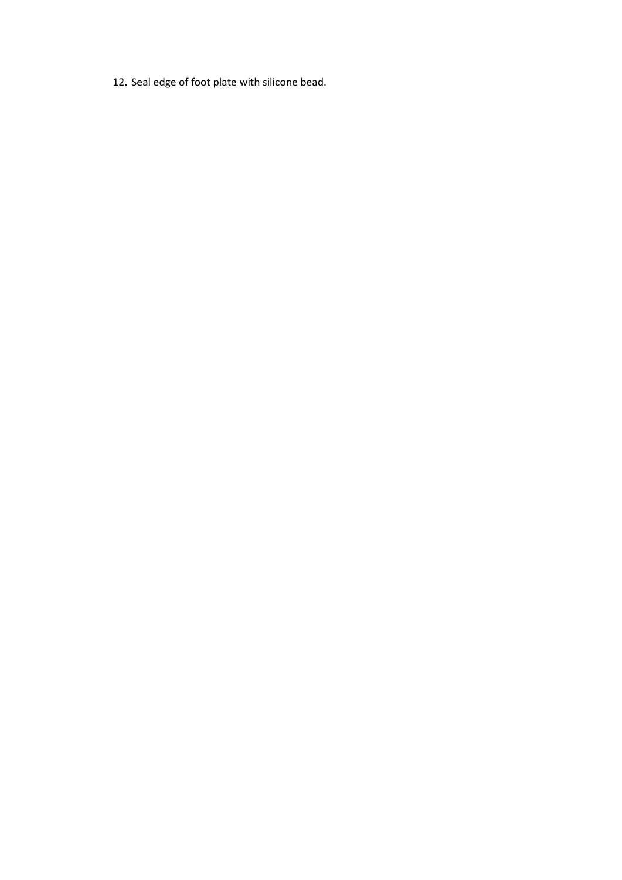12. Seal edge of foot plate with silicone bead.